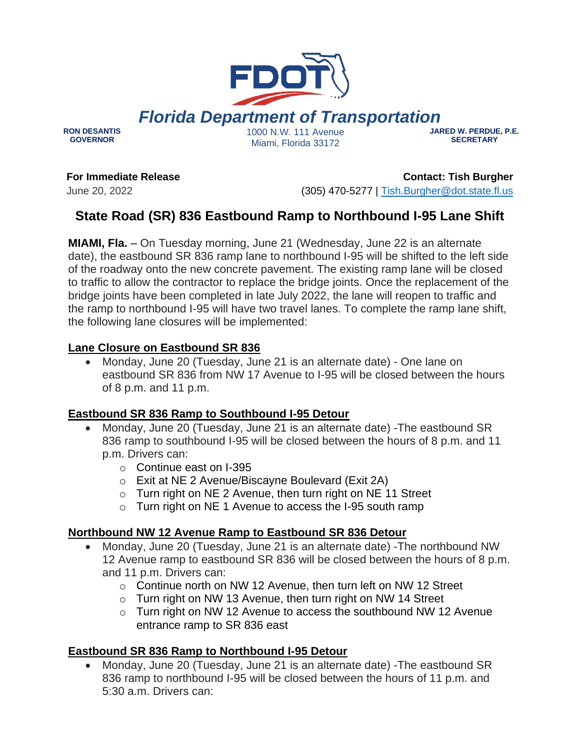# Florida Department of Transportation

**RON DESANTIS**
**GOVERNOR**

1000 N.W. 111 Avenue
Miami, Florida 33172

**JARED W. PERDUE, P.E.**
**SECRETARY**

**For Immediate Release**
June 20, 2022

**Contact: Tish Burgher**
(305) 470-5277 | Tish.Burgher@dot.state.fl.us

## State Road (SR) 836 Eastbound Ramp to Northbound I-95 Lane Shift

**MIAMI, Fla.** – On Tuesday morning, June 21 (Wednesday, June 22 is an alternate date), the eastbound SR 836 ramp lane to northbound I-95 will be shifted to the left side of the roadway onto the new concrete pavement. The existing ramp lane will be closed to traffic to allow the contractor to replace the bridge joints. Once the replacement of the bridge joints have been completed in late July 2022, the lane will reopen to traffic and the ramp to northbound I-95 will have two travel lanes. To complete the ramp lane shift, the following lane closures will be implemented:

### Lane Closure on Eastbound SR 836

- Monday, June 20 (Tuesday, June 21 is an alternate date) - One lane on eastbound SR 836 from NW 17 Avenue to I-95 will be closed between the hours of 8 p.m. and 11 p.m.

### Eastbound SR 836 Ramp to Southbound I-95 Detour

- Monday, June 20 (Tuesday, June 21 is an alternate date) -The eastbound SR 836 ramp to southbound I-95 will be closed between the hours of 8 p.m. and 11 p.m. Drivers can:
  - Continue east on I-395
  - Exit at NE 2 Avenue/Biscayne Boulevard (Exit 2A)
  - Turn right on NE 2 Avenue, then turn right on NE 11 Street
  - Turn right on NE 1 Avenue to access the I-95 south ramp

### Northbound NW 12 Avenue Ramp to Eastbound SR 836 Detour

- Monday, June 20 (Tuesday, June 21 is an alternate date) -The northbound NW 12 Avenue ramp to eastbound SR 836 will be closed between the hours of 8 p.m. and 11 p.m. Drivers can:
  - Continue north on NW 12 Avenue, then turn left on NW 12 Street
  - Turn right on NW 13 Avenue, then turn right on NW 14 Street
  - Turn right on NW 12 Avenue to access the southbound NW 12 Avenue entrance ramp to SR 836 east

### Eastbound SR 836 Ramp to Northbound I-95 Detour

- Monday, June 20 (Tuesday, June 21 is an alternate date) -The eastbound SR 836 ramp to northbound I-95 will be closed between the hours of 11 p.m. and 5:30 a.m. Drivers can: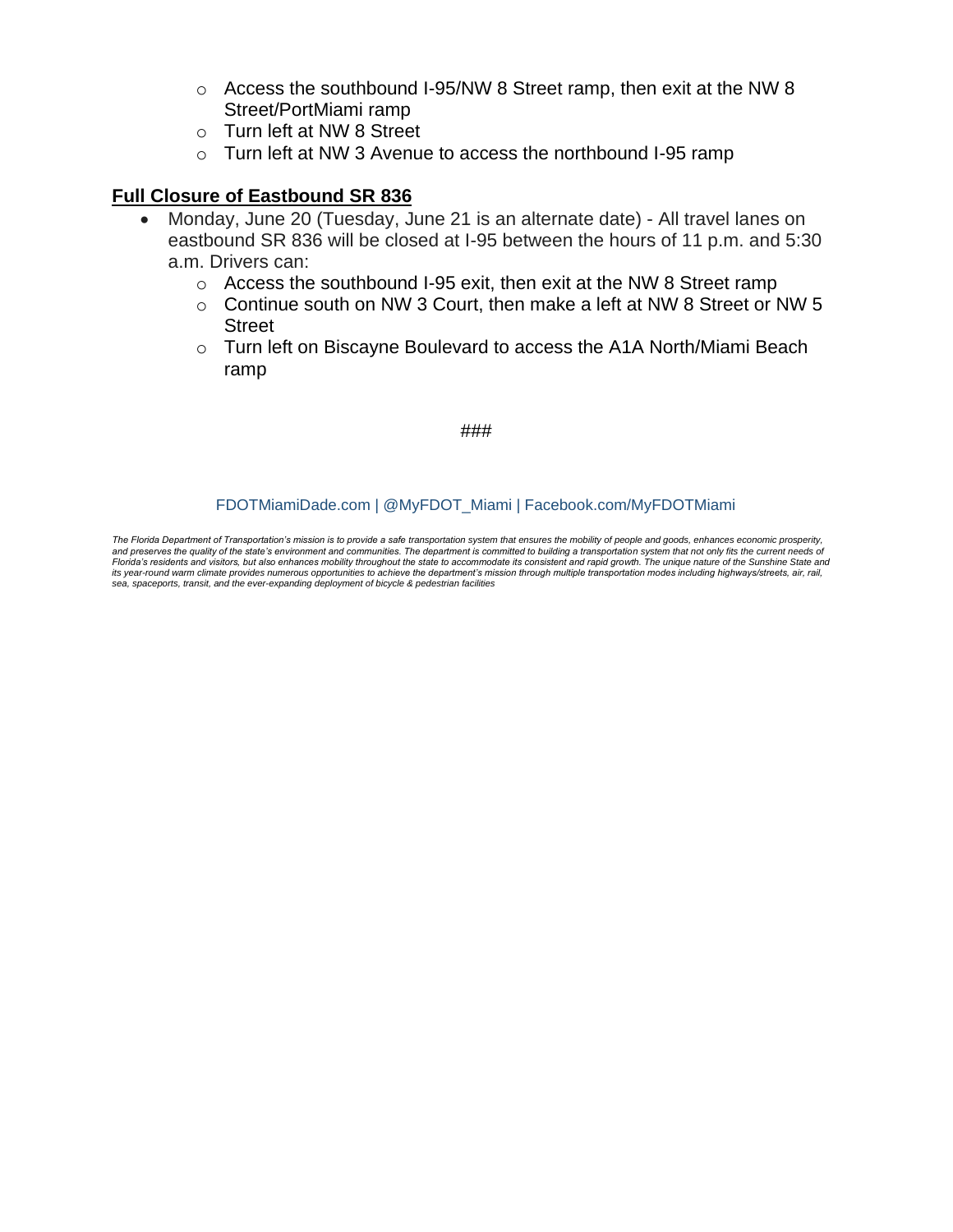- Access the southbound I-95/NW 8 Street ramp, then exit at the NW 8 Street/PortMiami ramp
- Turn left at NW 8 Street
- Turn left at NW 3 Avenue to access the northbound I-95 ramp

**Full Closure of Eastbound SR 836**

- Monday, June 20 (Tuesday, June 21 is an alternate date) - All travel lanes on eastbound SR 836 will be closed at I-95 between the hours of 11 p.m. and 5:30 a.m. Drivers can:
  - Access the southbound I-95 exit, then exit at the NW 8 Street ramp
  - Continue south on NW 3 Court, then make a left at NW 8 Street or NW 5 Street
  - Turn left on Biscayne Boulevard to access the A1A North/Miami Beach ramp

###

FDOTMiamiDade.com | @MyFDOT_Miami | Facebook.com/MyFDOTMiami

*The Florida Department of Transportation's mission is to provide a safe transportation system that ensures the mobility of people and goods, enhances economic prosperity, and preserves the quality of the state's environment and communities. The department is committed to building a transportation system that not only fits the current needs of Florida's residents and visitors, but also enhances mobility throughout the state to accommodate its consistent and rapid growth. The unique nature of the Sunshine State and its year-round warm climate provides numerous opportunities to achieve the department's mission through multiple transportation modes including highways/streets, air, rail, sea, spaceports, transit, and the ever-expanding deployment of bicycle & pedestrian facilities*